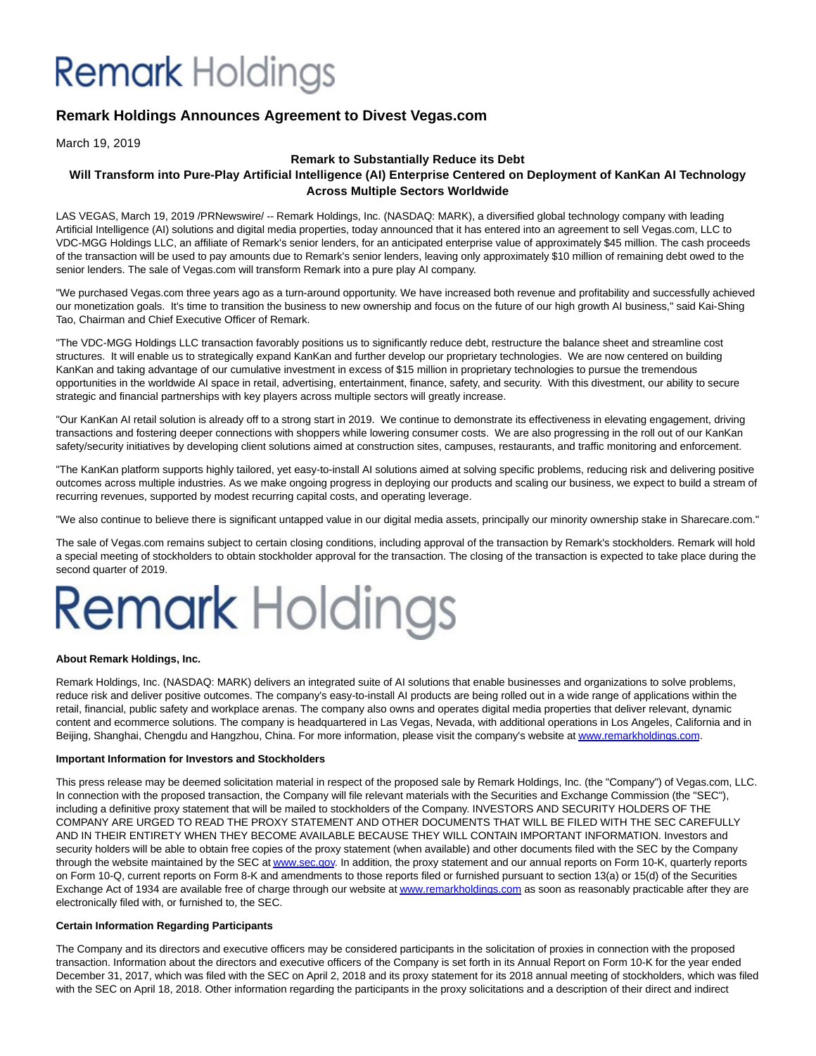# Remark Holdings

## Remark Holdings Announces Agreement to Divest Vegas.com

March 19, 2019

**Remark to Substantially Reduce its Debt**
**Will Transform into Pure-Play Artificial Intelligence (AI) Enterprise Centered on Deployment of KanKan AI Technology Across Multiple Sectors Worldwide**

LAS VEGAS, March 19, 2019 /PRNewswire/ -- Remark Holdings, Inc. (NASDAQ: MARK), a diversified global technology company with leading Artificial Intelligence (AI) solutions and digital media properties, today announced that it has entered into an agreement to sell Vegas.com, LLC to VDC-MGG Holdings LLC, an affiliate of Remark's senior lenders, for an anticipated enterprise value of approximately $45 million. The cash proceeds of the transaction will be used to pay amounts due to Remark's senior lenders, leaving only approximately $10 million of remaining debt owed to the senior lenders. The sale of Vegas.com will transform Remark into a pure play AI company.

"We purchased Vegas.com three years ago as a turn-around opportunity. We have increased both revenue and profitability and successfully achieved our monetization goals. It's time to transition the business to new ownership and focus on the future of our high growth AI business," said Kai-Shing Tao, Chairman and Chief Executive Officer of Remark.

"The VDC-MGG Holdings LLC transaction favorably positions us to significantly reduce debt, restructure the balance sheet and streamline cost structures. It will enable us to strategically expand KanKan and further develop our proprietary technologies. We are now centered on building KanKan and taking advantage of our cumulative investment in excess of $15 million in proprietary technologies to pursue the tremendous opportunities in the worldwide AI space in retail, advertising, entertainment, finance, safety, and security. With this divestment, our ability to secure strategic and financial partnerships with key players across multiple sectors will greatly increase.

"Our KanKan AI retail solution is already off to a strong start in 2019. We continue to demonstrate its effectiveness in elevating engagement, driving transactions and fostering deeper connections with shoppers while lowering consumer costs. We are also progressing in the roll out of our KanKan safety/security initiatives by developing client solutions aimed at construction sites, campuses, restaurants, and traffic monitoring and enforcement.

"The KanKan platform supports highly tailored, yet easy-to-install AI solutions aimed at solving specific problems, reducing risk and delivering positive outcomes across multiple industries. As we make ongoing progress in deploying our products and scaling our business, we expect to build a stream of recurring revenues, supported by modest recurring capital costs, and operating leverage.

"We also continue to believe there is significant untapped value in our digital media assets, principally our minority ownership stake in Sharecare.com."

The sale of Vegas.com remains subject to certain closing conditions, including approval of the transaction by Remark's stockholders. Remark will hold a special meeting of stockholders to obtain stockholder approval for the transaction. The closing of the transaction is expected to take place during the second quarter of 2019.

# Remark Holdings

**About Remark Holdings, Inc.**

Remark Holdings, Inc. (NASDAQ: MARK) delivers an integrated suite of AI solutions that enable businesses and organizations to solve problems, reduce risk and deliver positive outcomes. The company's easy-to-install AI products are being rolled out in a wide range of applications within the retail, financial, public safety and workplace arenas. The company also owns and operates digital media properties that deliver relevant, dynamic content and ecommerce solutions. The company is headquartered in Las Vegas, Nevada, with additional operations in Los Angeles, California and in Beijing, Shanghai, Chengdu and Hangzhou, China. For more information, please visit the company's website at www.remarkholdings.com.

**Important Information for Investors and Stockholders**

This press release may be deemed solicitation material in respect of the proposed sale by Remark Holdings, Inc. (the "Company") of Vegas.com, LLC. In connection with the proposed transaction, the Company will file relevant materials with the Securities and Exchange Commission (the "SEC"), including a definitive proxy statement that will be mailed to stockholders of the Company. INVESTORS AND SECURITY HOLDERS OF THE COMPANY ARE URGED TO READ THE PROXY STATEMENT AND OTHER DOCUMENTS THAT WILL BE FILED WITH THE SEC CAREFULLY AND IN THEIR ENTIRETY WHEN THEY BECOME AVAILABLE BECAUSE THEY WILL CONTAIN IMPORTANT INFORMATION. Investors and security holders will be able to obtain free copies of the proxy statement (when available) and other documents filed with the SEC by the Company through the website maintained by the SEC at www.sec.gov. In addition, the proxy statement and our annual reports on Form 10-K, quarterly reports on Form 10-Q, current reports on Form 8-K and amendments to those reports filed or furnished pursuant to section 13(a) or 15(d) of the Securities Exchange Act of 1934 are available free of charge through our website at www.remarkholdings.com as soon as reasonably practicable after they are electronically filed with, or furnished to, the SEC.

**Certain Information Regarding Participants**

The Company and its directors and executive officers may be considered participants in the solicitation of proxies in connection with the proposed transaction. Information about the directors and executive officers of the Company is set forth in its Annual Report on Form 10-K for the year ended December 31, 2017, which was filed with the SEC on April 2, 2018 and its proxy statement for its 2018 annual meeting of stockholders, which was filed with the SEC on April 18, 2018. Other information regarding the participants in the proxy solicitations and a description of their direct and indirect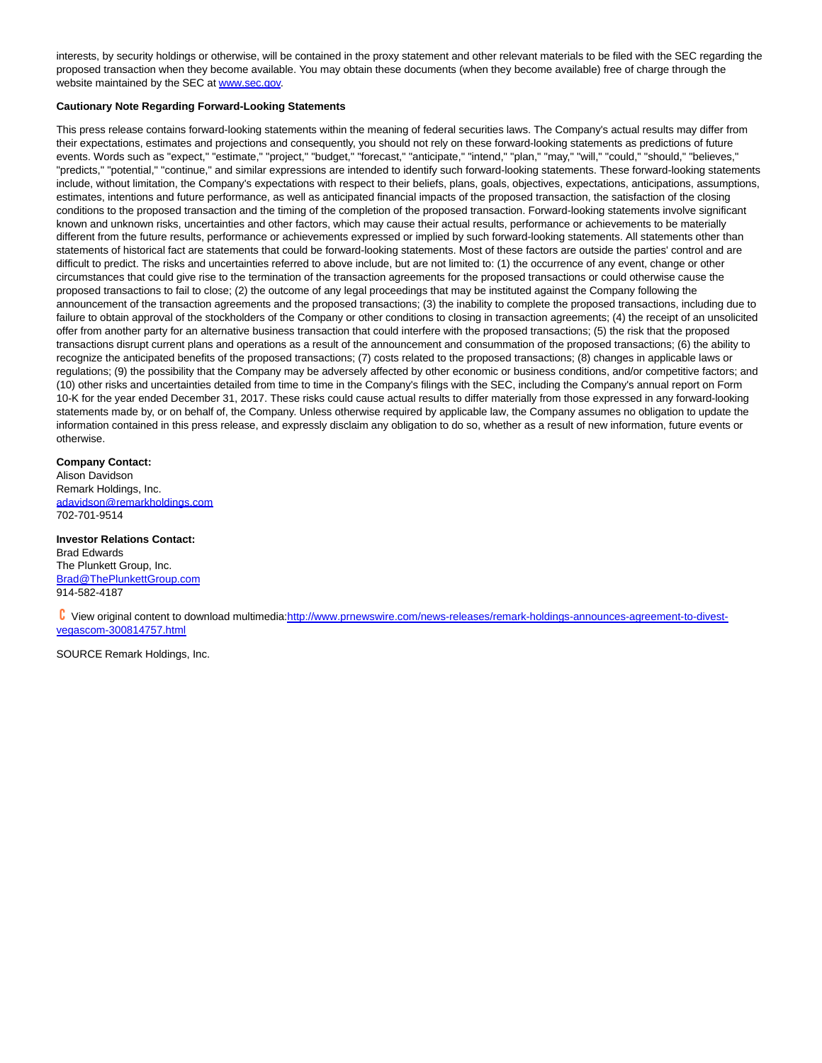interests, by security holdings or otherwise, will be contained in the proxy statement and other relevant materials to be filed with the SEC regarding the proposed transaction when they become available. You may obtain these documents (when they become available) free of charge through the website maintained by the SEC at www.sec.gov.

**Cautionary Note Regarding Forward-Looking Statements**

This press release contains forward-looking statements within the meaning of federal securities laws. The Company's actual results may differ from their expectations, estimates and projections and consequently, you should not rely on these forward-looking statements as predictions of future events. Words such as "expect," "estimate," "project," "budget," "forecast," "anticipate," "intend," "plan," "may," "will," "could," "should," "believes," "predicts," "potential," "continue," and similar expressions are intended to identify such forward-looking statements. These forward-looking statements include, without limitation, the Company's expectations with respect to their beliefs, plans, goals, objectives, expectations, anticipations, assumptions, estimates, intentions and future performance, as well as anticipated financial impacts of the proposed transaction, the satisfaction of the closing conditions to the proposed transaction and the timing of the completion of the proposed transaction. Forward-looking statements involve significant known and unknown risks, uncertainties and other factors, which may cause their actual results, performance or achievements to be materially different from the future results, performance or achievements expressed or implied by such forward-looking statements. All statements other than statements of historical fact are statements that could be forward-looking statements. Most of these factors are outside the parties' control and are difficult to predict. The risks and uncertainties referred to above include, but are not limited to: (1) the occurrence of any event, change or other circumstances that could give rise to the termination of the transaction agreements for the proposed transactions or could otherwise cause the proposed transactions to fail to close; (2) the outcome of any legal proceedings that may be instituted against the Company following the announcement of the transaction agreements and the proposed transactions; (3) the inability to complete the proposed transactions, including due to failure to obtain approval of the stockholders of the Company or other conditions to closing in transaction agreements; (4) the receipt of an unsolicited offer from another party for an alternative business transaction that could interfere with the proposed transactions; (5) the risk that the proposed transactions disrupt current plans and operations as a result of the announcement and consummation of the proposed transactions; (6) the ability to recognize the anticipated benefits of the proposed transactions; (7) costs related to the proposed transactions; (8) changes in applicable laws or regulations; (9) the possibility that the Company may be adversely affected by other economic or business conditions, and/or competitive factors; and (10) other risks and uncertainties detailed from time to time in the Company's filings with the SEC, including the Company's annual report on Form 10-K for the year ended December 31, 2017. These risks could cause actual results to differ materially from those expressed in any forward-looking statements made by, or on behalf of, the Company. Unless otherwise required by applicable law, the Company assumes no obligation to update the information contained in this press release, and expressly disclaim any obligation to do so, whether as a result of new information, future events or otherwise.

**Company Contact:**
Alison Davidson
Remark Holdings, Inc.
adavidson@remarkholdings.com
702-701-9514

**Investor Relations Contact:**
Brad Edwards
The Plunkett Group, Inc.
Brad@ThePlunkettGroup.com
914-582-4187

View original content to download multimedia:http://www.prnewswire.com/news-releases/remark-holdings-announces-agreement-to-divest-vegascom-300814757.html

SOURCE Remark Holdings, Inc.